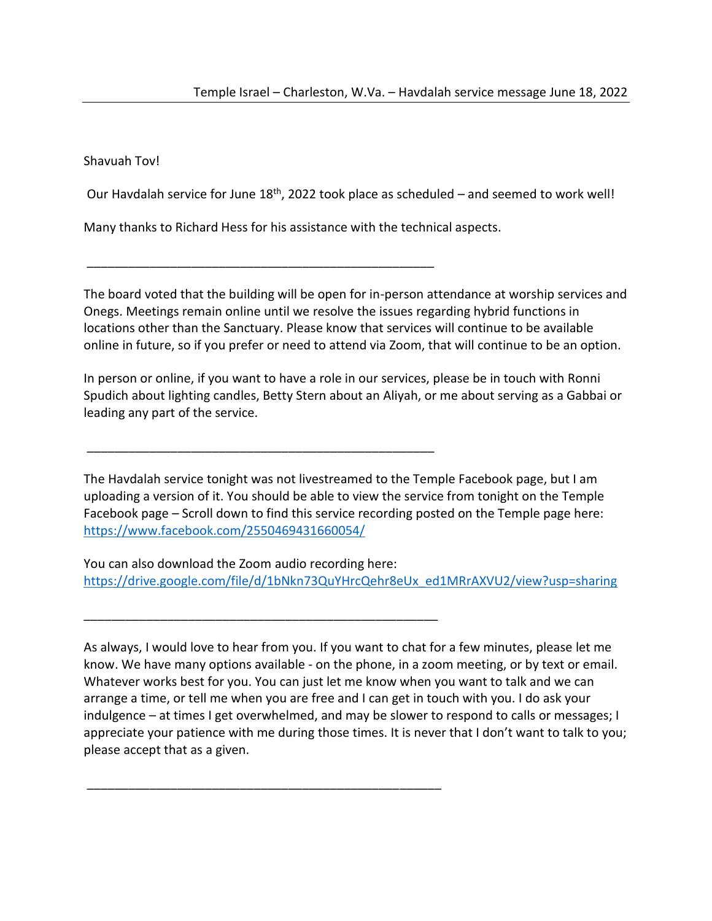Temple Israel – Charleston, W.Va. – Havdalah service message June 18, 2022

Shavuah Tov!

Our Havdalah service for June 18th, 2022 took place as scheduled – and seemed to work well!

Many thanks to Richard Hess for his assistance with the technical aspects.

---

The board voted that the building will be open for in-person attendance at worship services and Onegs. Meetings remain online until we resolve the issues regarding hybrid functions in locations other than the Sanctuary. Please know that services will continue to be available online in future, so if you prefer or need to attend via Zoom, that will continue to be an option.

In person or online, if you want to have a role in our services, please be in touch with Ronni Spudich about lighting candles, Betty Stern about an Aliyah, or me about serving as a Gabbai or leading any part of the service.

---

The Havdalah service tonight was not livestreamed to the Temple Facebook page, but I am uploading a version of it. You should be able to view the service from tonight on the Temple Facebook page – Scroll down to find this service recording posted on the Temple page here: https://www.facebook.com/2550469431660054/

You can also download the Zoom audio recording here: https://drive.google.com/file/d/1bNkn73QuYHrcQehr8eUx_ed1MRrAXVU2/view?usp=sharing

---

As always, I would love to hear from you. If you want to chat for a few minutes, please let me know. We have many options available - on the phone, in a zoom meeting, or by text or email. Whatever works best for you. You can just let me know when you want to talk and we can arrange a time, or tell me when you are free and I can get in touch with you. I do ask your indulgence – at times I get overwhelmed, and may be slower to respond to calls or messages; I appreciate your patience with me during those times. It is never that I don't want to talk to you; please accept that as a given.

---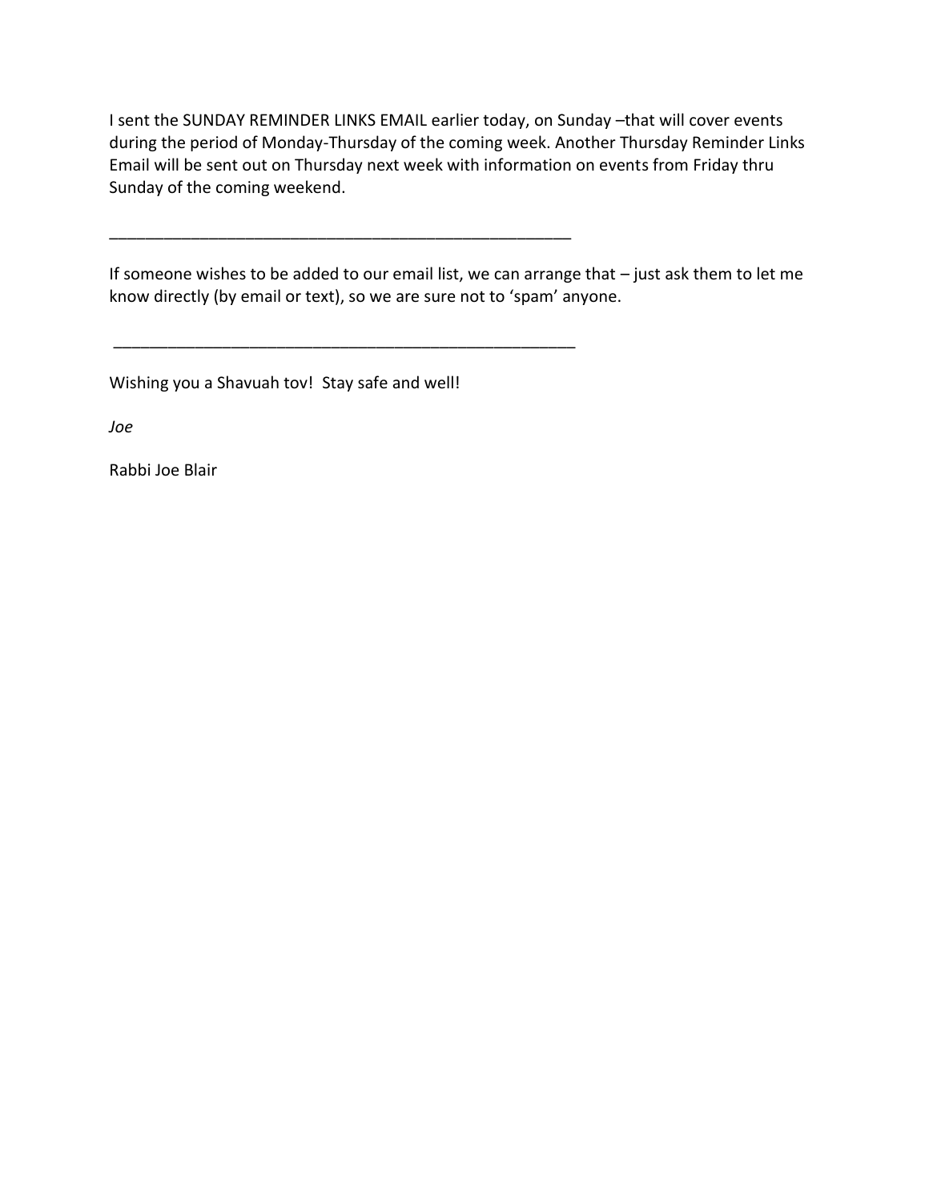I sent the SUNDAY REMINDER LINKS EMAIL earlier today, on Sunday –that will cover events during the period of Monday-Thursday of the coming week. Another Thursday Reminder Links Email will be sent out on Thursday next week with information on events from Friday thru Sunday of the coming weekend.

_____________________________________________________

If someone wishes to be added to our email list, we can arrange that – just ask them to let me know directly (by email or text), so we are sure not to 'spam' anyone.

_____________________________________________________

Wishing you a Shavuah tov!  Stay safe and well!

*Joe*

Rabbi Joe Blair